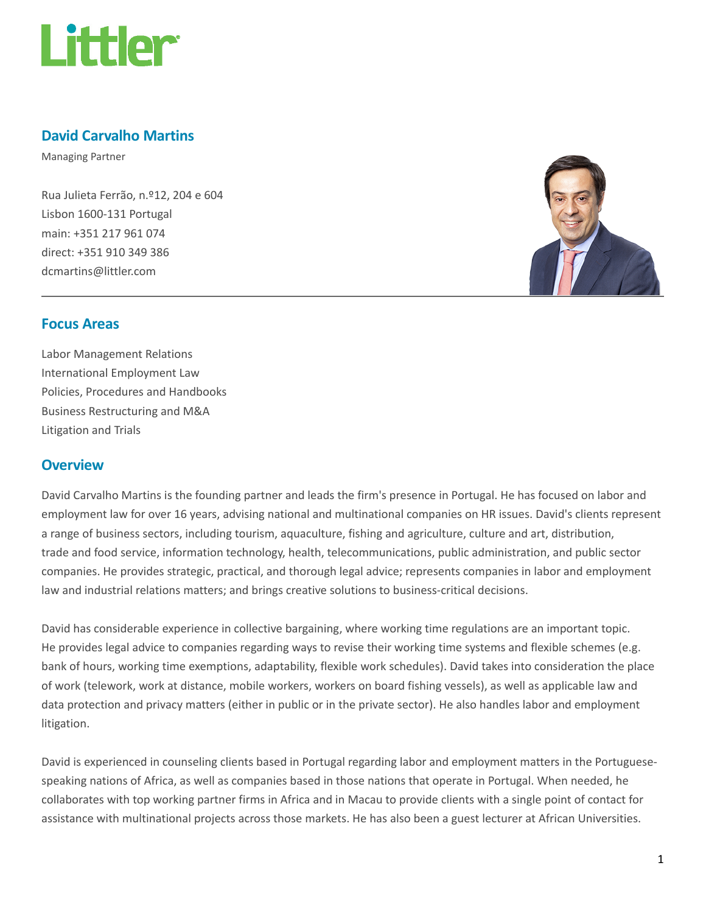# David Carvalho Martins

Managing Partner

Rua Julieta Ferrão, n.º12, 204 e 604
Lisbon 1600-131 Portugal
main: +351 217 961 074
direct: +351 910 349 386
dcmartins@littler.com

## Focus Areas

Labor Management Relations
International Employment Law
Policies, Procedures and Handbooks
Business Restructuring and M&A
Litigation and Trials

## Overview

David Carvalho Martins is the founding partner and leads the firm's presence in Portugal. He has focused on labor and employment law for over 16 years, advising national and multinational companies on HR issues. David's clients represent a range of business sectors, including tourism, aquaculture, fishing and agriculture, culture and art, distribution, trade and food service, information technology, health, telecommunications, public administration, and public sector companies. He provides strategic, practical, and thorough legal advice; represents companies in labor and employment law and industrial relations matters; and brings creative solutions to business-critical decisions.

David has considerable experience in collective bargaining, where working time regulations are an important topic. He provides legal advice to companies regarding ways to revise their working time systems and flexible schemes (e.g. bank of hours, working time exemptions, adaptability, flexible work schedules). David takes into consideration the place of work (telework, work at distance, mobile workers, workers on board fishing vessels), as well as applicable law and data protection and privacy matters (either in public or in the private sector). He also handles labor and employment litigation.

David is experienced in counseling clients based in Portugal regarding labor and employment matters in the Portuguese-speaking nations of Africa, as well as companies based in those nations that operate in Portugal. When needed, he collaborates with top working partner firms in Africa and in Macau to provide clients with a single point of contact for assistance with multinational projects across those markets. He has also been a guest lecturer at African Universities.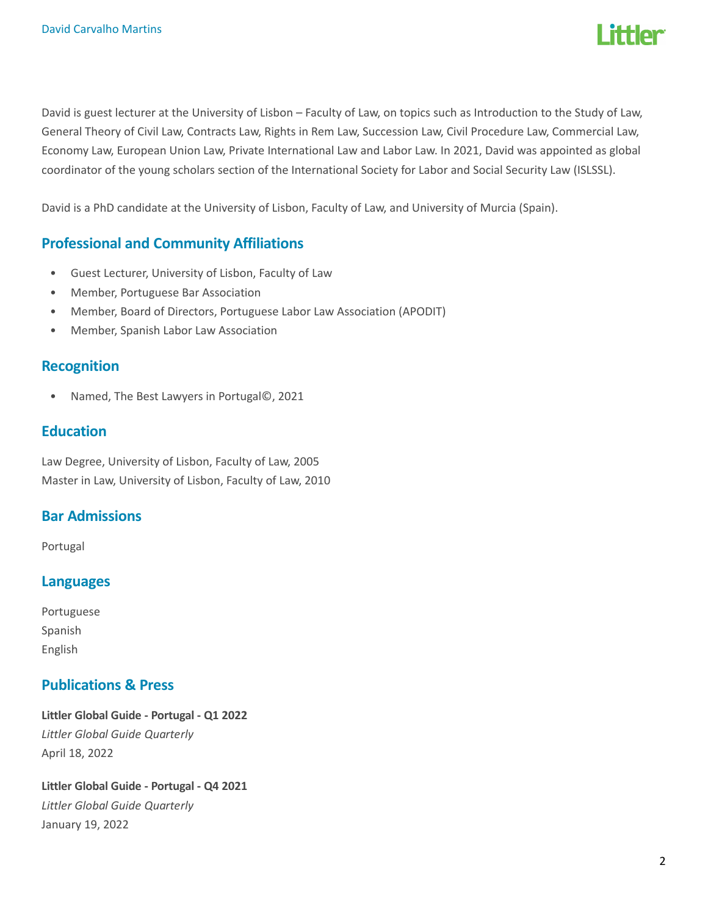David is guest lecturer at the University of Lisbon – Faculty of Law, on topics such as Introduction to the Study of Law, General Theory of Civil Law, Contracts Law, Rights in Rem Law, Succession Law, Civil Procedure Law, Commercial Law, Economy Law, European Union Law, Private International Law and Labor Law. In 2021, David was appointed as global coordinator of the young scholars section of the International Society for Labor and Social Security Law (ISLSSL).

David is a PhD candidate at the University of Lisbon, Faculty of Law, and University of Murcia (Spain).

## Professional and Community Affiliations

- Guest Lecturer, University of Lisbon, Faculty of Law
- Member, Portuguese Bar Association
- Member, Board of Directors, Portuguese Labor Law Association (APODIT)
- Member, Spanish Labor Law Association

## Recognition

- Named, The Best Lawyers in Portugal©, 2021

## Education

Law Degree, University of Lisbon, Faculty of Law, 2005
Master in Law, University of Lisbon, Faculty of Law, 2010

## Bar Admissions

Portugal

## Languages

Portuguese
Spanish
English

## Publications & Press

**Littler Global Guide - Portugal - Q1 2022**
*Littler Global Guide Quarterly*
April 18, 2022

**Littler Global Guide - Portugal - Q4 2021**
*Littler Global Guide Quarterly*
January 19, 2022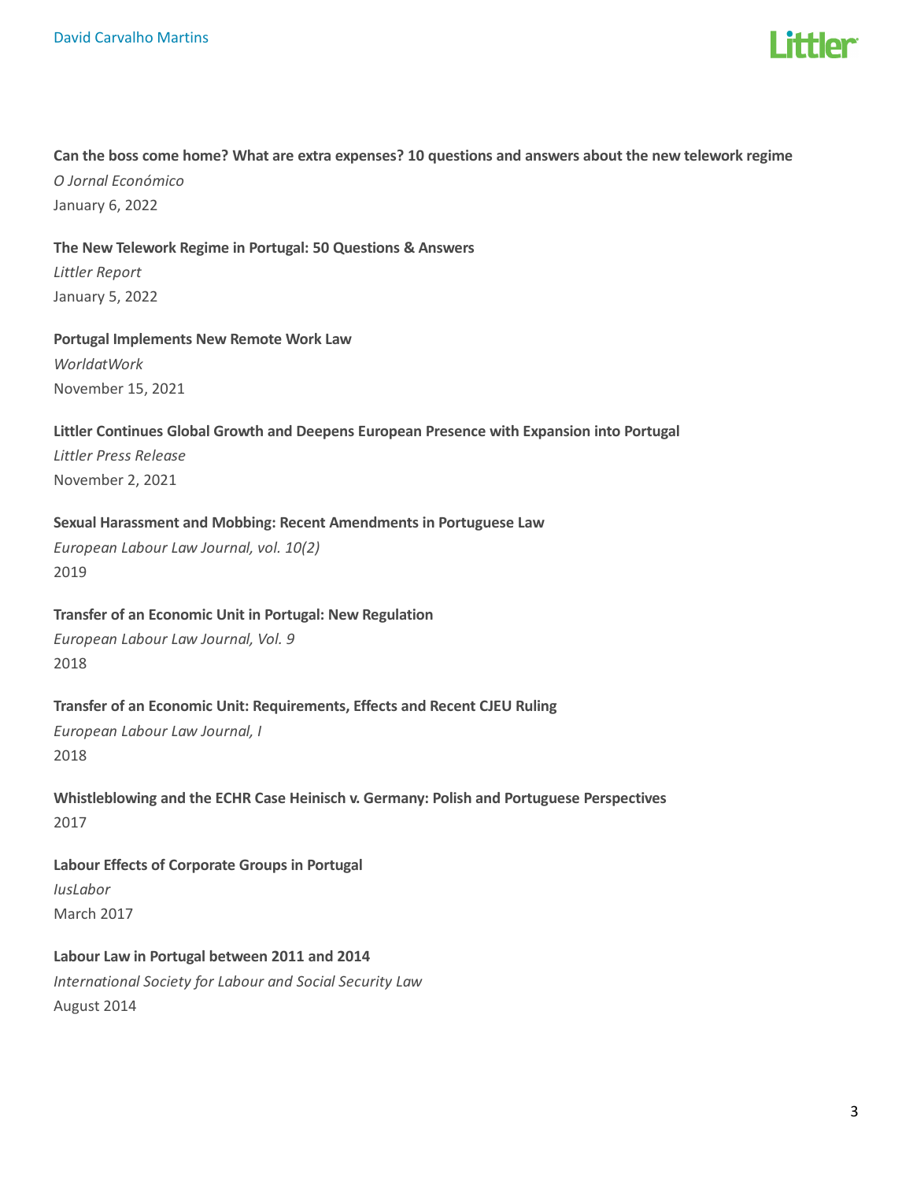**Can the boss come home? What are extra expenses? 10 questions and answers about the new telework regime**

*O Jornal Económico*

January 6, 2022

**The New Telework Regime in Portugal: 50 Questions & Answers**

*Littler Report*

January 5, 2022

**Portugal Implements New Remote Work Law**

*WorldatWork*

November 15, 2021

**Littler Continues Global Growth and Deepens European Presence with Expansion into Portugal**

*Littler Press Release*

November 2, 2021

**Sexual Harassment and Mobbing: Recent Amendments in Portuguese Law**

*European Labour Law Journal, vol. 10(2)*

2019

**Transfer of an Economic Unit in Portugal: New Regulation**

*European Labour Law Journal, Vol. 9*

2018

**Transfer of an Economic Unit: Requirements, Effects and Recent CJEU Ruling**

*European Labour Law Journal, I*

2018

**Whistleblowing and the ECHR Case Heinisch v. Germany: Polish and Portuguese Perspectives**

2017

**Labour Effects of Corporate Groups in Portugal**

*IusLabor*

March 2017

**Labour Law in Portugal between 2011 and 2014**

*International Society for Labour and Social Security Law*

August 2014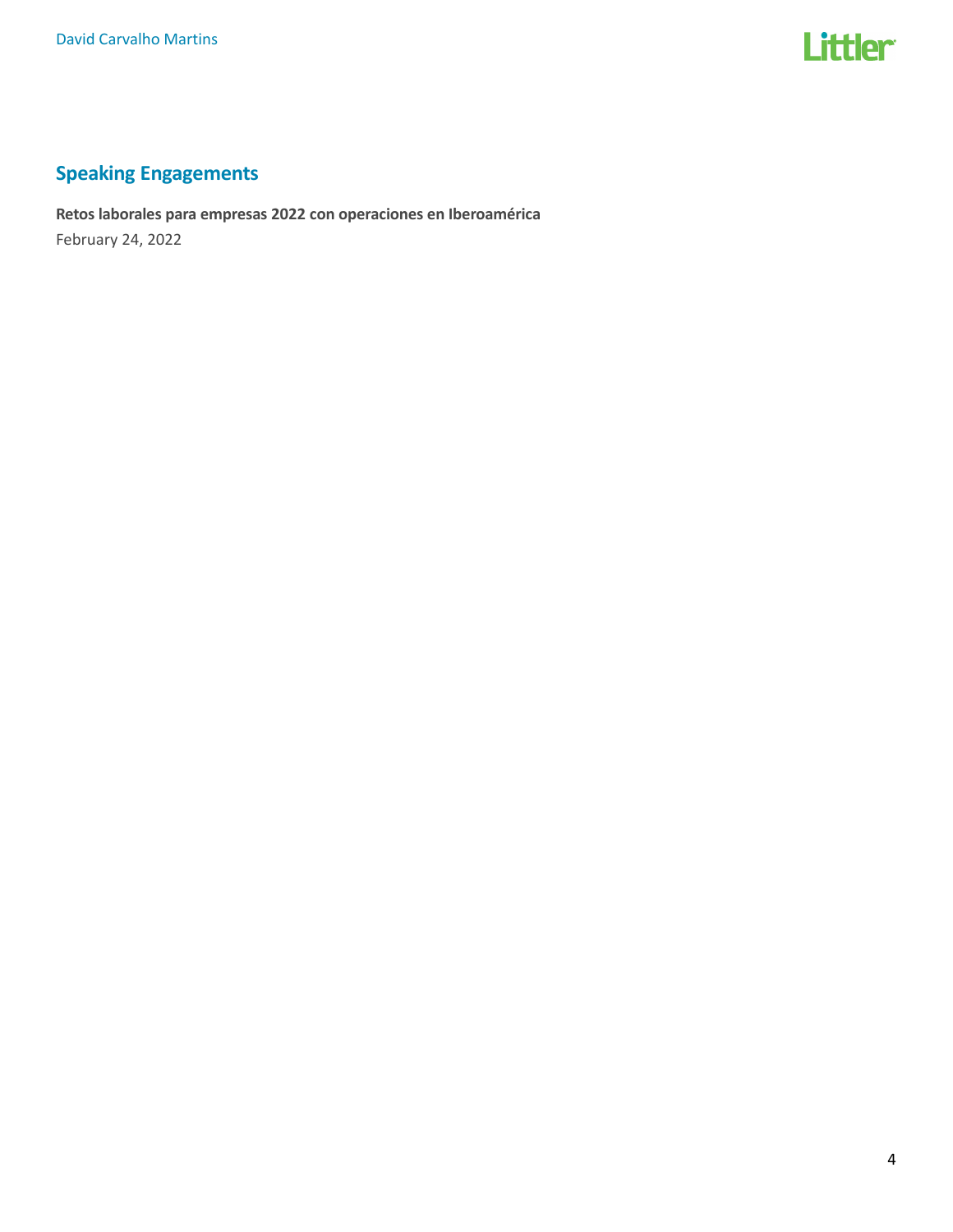## Speaking Engagements

**Retos laborales para empresas 2022 con operaciones en Iberoamérica**

February 24, 2022